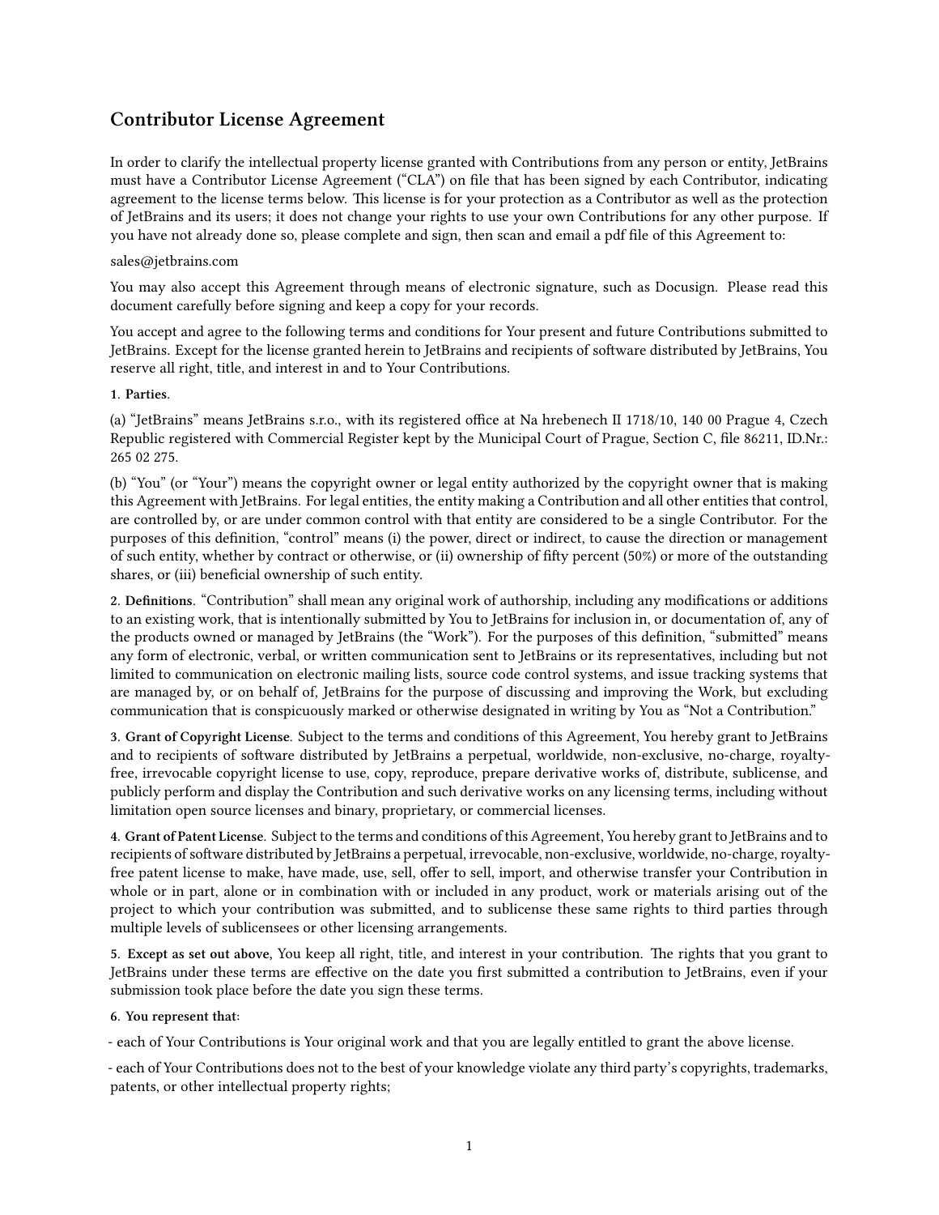## Contributor License Agreement

In order to clarify the intellectual property license granted with Contributions from any person or entity, JetBrains must have a Contributor License Agreement ("CLA") on file that has been signed by each Contributor, indicating agreement to the license terms below. This license is for your protection as a Contributor as well as the protection of JetBrains and its users; it does not change your rights to use your own Contributions for any other purpose. If you have not already done so, please complete and sign, then scan and email a pdf file of this Agreement to:

sales@jetbrains.com

You may also accept this Agreement through means of electronic signature, such as Docusign. Please read this document carefully before signing and keep a copy for your records.

You accept and agree to the following terms and conditions for Your present and future Contributions submitted to JetBrains. Except for the license granted herein to JetBrains and recipients of software distributed by JetBrains, You reserve all right, title, and interest in and to Your Contributions.

**1. Parties.**

(a) "JetBrains" means JetBrains s.r.o., with its registered office at Na hrebenech II 1718/10, 140 00 Prague 4, Czech Republic registered with Commercial Register kept by the Municipal Court of Prague, Section C, file 86211, ID.Nr.: 265 02 275.

(b) "You" (or "Your") means the copyright owner or legal entity authorized by the copyright owner that is making this Agreement with JetBrains. For legal entities, the entity making a Contribution and all other entities that control, are controlled by, or are under common control with that entity are considered to be a single Contributor. For the purposes of this definition, "control" means (i) the power, direct or indirect, to cause the direction or management of such entity, whether by contract or otherwise, or (ii) ownership of fifty percent (50%) or more of the outstanding shares, or (iii) beneficial ownership of such entity.

**2. Definitions.** "Contribution" shall mean any original work of authorship, including any modifications or additions to an existing work, that is intentionally submitted by You to JetBrains for inclusion in, or documentation of, any of the products owned or managed by JetBrains (the "Work"). For the purposes of this definition, "submitted" means any form of electronic, verbal, or written communication sent to JetBrains or its representatives, including but not limited to communication on electronic mailing lists, source code control systems, and issue tracking systems that are managed by, or on behalf of, JetBrains for the purpose of discussing and improving the Work, but excluding communication that is conspicuously marked or otherwise designated in writing by You as "Not a Contribution."

**3. Grant of Copyright License.** Subject to the terms and conditions of this Agreement, You hereby grant to JetBrains and to recipients of software distributed by JetBrains a perpetual, worldwide, non-exclusive, no-charge, royalty-free, irrevocable copyright license to use, copy, reproduce, prepare derivative works of, distribute, sublicense, and publicly perform and display the Contribution and such derivative works on any licensing terms, including without limitation open source licenses and binary, proprietary, or commercial licenses.

**4. Grant of Patent License.** Subject to the terms and conditions of this Agreement, You hereby grant to JetBrains and to recipients of software distributed by JetBrains a perpetual, irrevocable, non-exclusive, worldwide, no-charge, royalty-free patent license to make, have made, use, sell, offer to sell, import, and otherwise transfer your Contribution in whole or in part, alone or in combination with or included in any product, work or materials arising out of the project to which your contribution was submitted, and to sublicense these same rights to third parties through multiple levels of sublicensees or other licensing arrangements.

**5. Except as set out above**, You keep all right, title, and interest in your contribution. The rights that you grant to JetBrains under these terms are effective on the date you first submitted a contribution to JetBrains, even if your submission took place before the date you sign these terms.

**6. You represent that:**

- each of Your Contributions is Your original work and that you are legally entitled to grant the above license.
- each of Your Contributions does not to the best of your knowledge violate any third party's copyrights, trademarks, patents, or other intellectual property rights;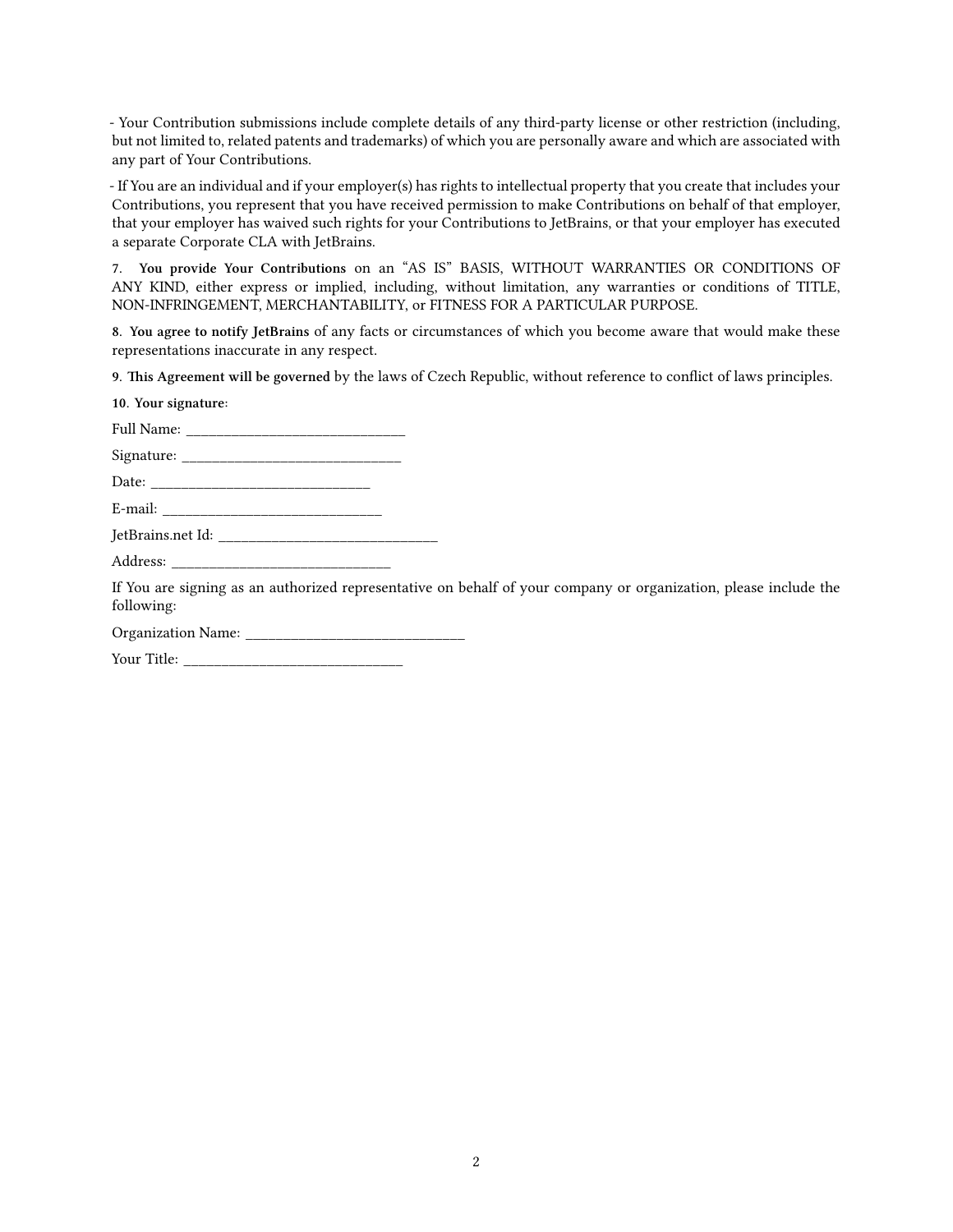- Your Contribution submissions include complete details of any third-party license or other restriction (including, but not limited to, related patents and trademarks) of which you are personally aware and which are associated with any part of Your Contributions.

- If You are an individual and if your employer(s) has rights to intellectual property that you create that includes your Contributions, you represent that you have received permission to make Contributions on behalf of that employer, that your employer has waived such rights for your Contributions to JetBrains, or that your employer has executed a separate Corporate CLA with JetBrains.

7. **You provide Your Contributions** on an “AS IS” BASIS, WITHOUT WARRANTIES OR CONDITIONS OF ANY KIND, either express or implied, including, without limitation, any warranties or conditions of TITLE, NON-INFRINGEMENT, MERCHANTABILITY, or FITNESS FOR A PARTICULAR PURPOSE.

8. **You agree to notify JetBrains** of any facts or circumstances of which you become aware that would make these representations inaccurate in any respect.

9. **This Agreement will be governed** by the laws of Czech Republic, without reference to conflict of laws principles.

10. **Your signature**:

Full Name: ______________________________

Signature: ______________________________

Date: ______________________________

E-mail: ______________________________

JetBrains.net Id: ______________________________

Address: ______________________________

If You are signing as an authorized representative on behalf of your company or organization, please include the following:

Organization Name: ______________________________

Your Title: ______________________________